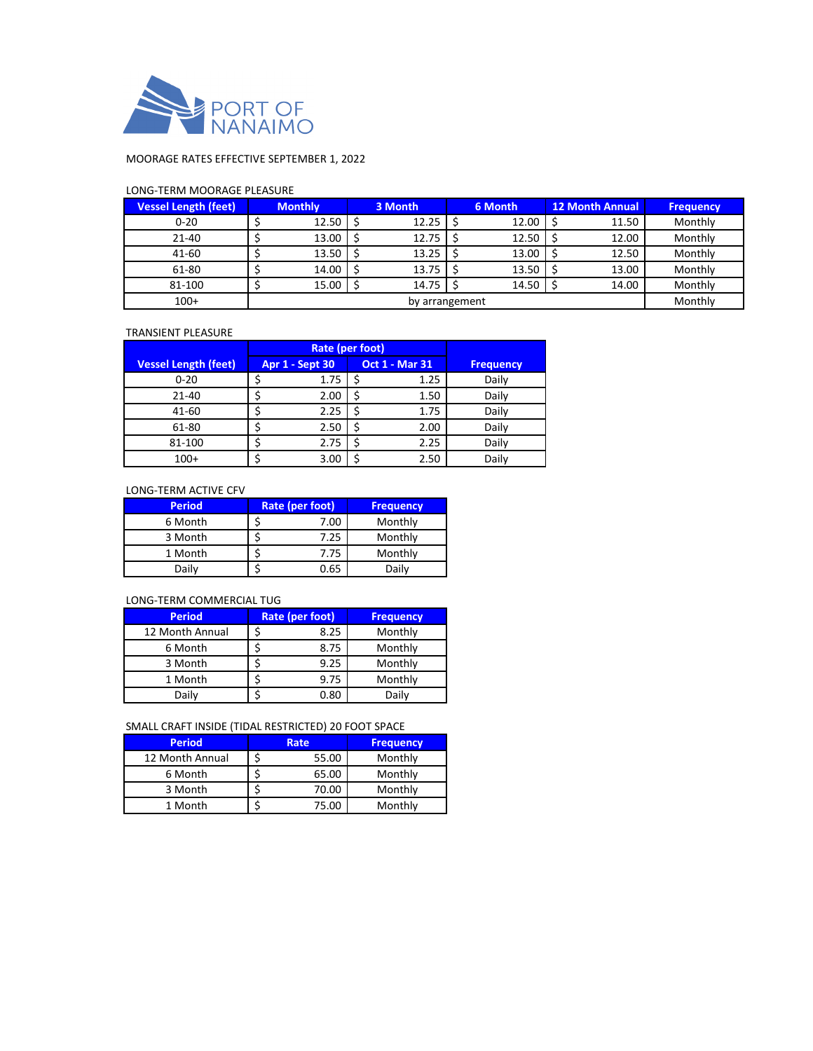PORT OF NANAIMO

MOORAGE RATES EFFECTIVE SEPTEMBER 1, 2022

LONG-TERM MOORAGE PLEASURE

| Vessel Length (feet) | Monthly | 3 Month | 6 Month | 12 Month Annual | Frequency |
|---|---|---|---|---|---|
| 0-20 | $ 12.50 | $ 12.25 | $ 12.00 | $ 11.50 | Monthly |
| 21-40 | $ 13.00 | $ 12.75 | $ 12.50 | $ 12.00 | Monthly |
| 41-60 | $ 13.50 | $ 13.25 | $ 13.00 | $ 12.50 | Monthly |
| 61-80 | $ 14.00 | $ 13.75 | $ 13.50 | $ 13.00 | Monthly |
| 81-100 | $ 15.00 | $ 14.75 | $ 14.50 | $ 14.00 | Monthly |
| 100+ | by arrangement | | | | Monthly |

TRANSIENT PLEASURE

| | Rate (per foot) | | |
|---|---|---|---|
| Vessel Length (feet) | Apr 1 - Sept 30 | Oct 1 - Mar 31 | Frequency |
| 0-20 | $ 1.75 | $ 1.25 | Daily |
| 21-40 | $ 2.00 | $ 1.50 | Daily |
| 41-60 | $ 2.25 | $ 1.75 | Daily |
| 61-80 | $ 2.50 | $ 2.00 | Daily |
| 81-100 | $ 2.75 | $ 2.25 | Daily |
| 100+ | $ 3.00 | $ 2.50 | Daily |

LONG-TERM ACTIVE CFV

| Period | Rate (per foot) | Frequency |
|---|---|---|
| 6 Month | $ 7.00 | Monthly |
| 3 Month | $ 7.25 | Monthly |
| 1 Month | $ 7.75 | Monthly |
| Daily | $ 0.65 | Daily |

LONG-TERM COMMERCIAL TUG

| Period | Rate (per foot) | Frequency |
|---|---|---|
| 12 Month Annual | $ 8.25 | Monthly |
| 6 Month | $ 8.75 | Monthly |
| 3 Month | $ 9.25 | Monthly |
| 1 Month | $ 9.75 | Monthly |
| Daily | $ 0.80 | Daily |

SMALL CRAFT INSIDE (TIDAL RESTRICTED) 20 FOOT SPACE

| Period | Rate | Frequency |
|---|---|---|
| 12 Month Annual | $ 55.00 | Monthly |
| 6 Month | $ 65.00 | Monthly |
| 3 Month | $ 70.00 | Monthly |
| 1 Month | $ 75.00 | Monthly |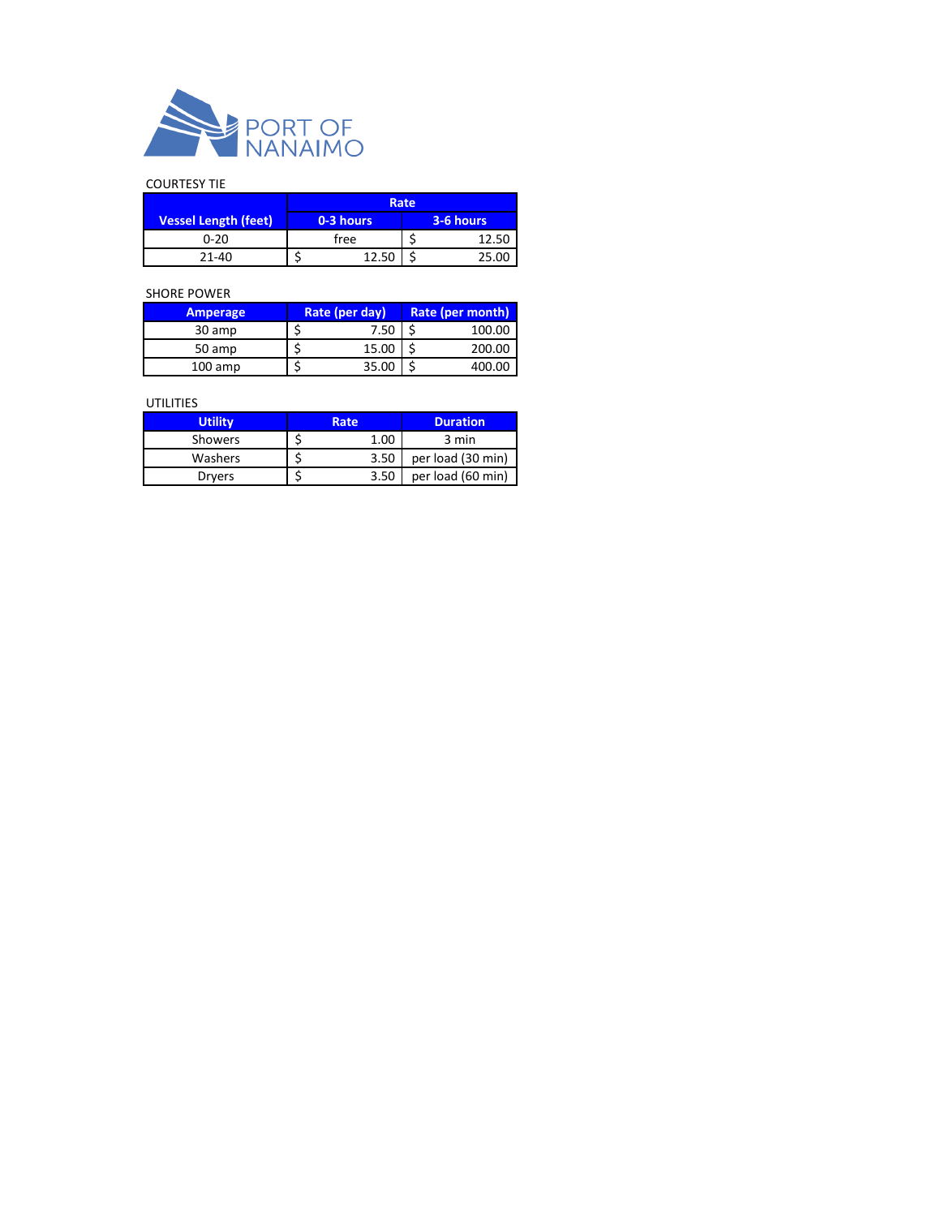PORT OF NANAIMO

COURTESY TIE

| Vessel Length (feet) | Rate | |
|---|---|---|
| | 0-3 hours | 3-6 hours |
| 0-20 | free | $ 12.50 |
| 21-40 | $ 12.50 | $ 25.00 |

SHORE POWER

| Amperage | Rate (per day) | Rate (per month) |
|---|---|---|
| 30 amp | $ 7.50 | $ 100.00 |
| 50 amp | $ 15.00 | $ 200.00 |
| 100 amp | $ 35.00 | $ 400.00 |

UTILITIES

| Utility | Rate | Duration |
|---|---|---|
| Showers | $ 1.00 | 3 min |
| Washers | $ 3.50 | per load (30 min) |
| Dryers | $ 3.50 | per load (60 min) |